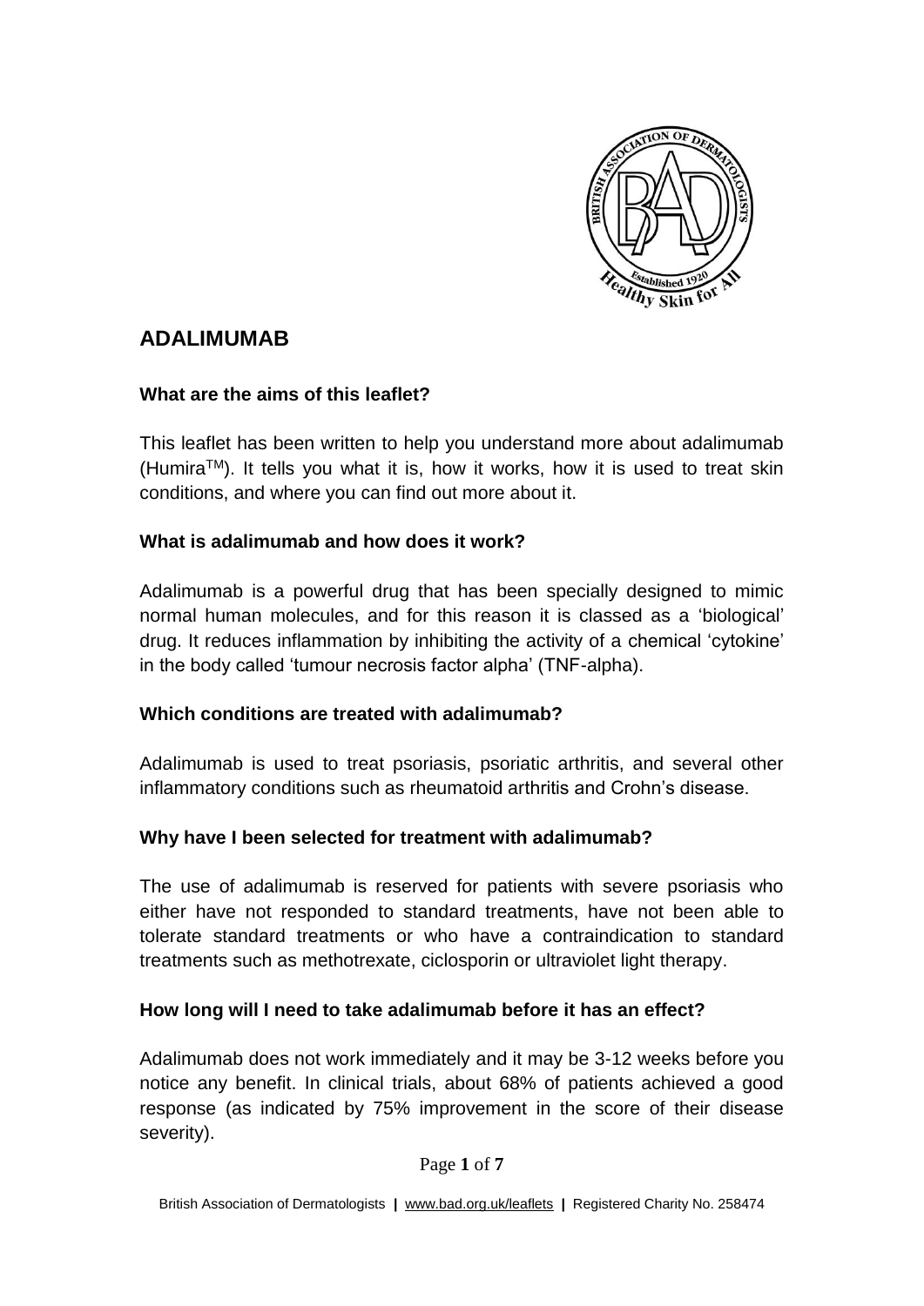# ADALIMUMAB

## What are the aims of this leaflet?

This leaflet has been written to help you understand more about adalimumab (Humira[TM]). It tells you what it is, how it works, how it is used to treat skin conditions, and where you can find out more about it.

## What is adalimumab and how does it work?

Adalimumab is a powerful drug that has been specially designed to mimic normal human molecules, and for this reason it is classed as a 'biological' drug. It reduces inflammation by inhibiting the activity of a chemical 'cytokine' in the body called 'tumour necrosis factor alpha' (TNF-alpha).

## Which conditions are treated with adalimumab?

Adalimumab is used to treat psoriasis, psoriatic arthritis, and several other inflammatory conditions such as rheumatoid arthritis and Crohn's disease.

## Why have I been selected for treatment with adalimumab?

The use of adalimumab is reserved for patients with severe psoriasis who either have not responded to standard treatments, have not been able to tolerate standard treatments or who have a contraindication to standard treatments such as methotrexate, ciclosporin or ultraviolet light therapy.

## How long will I need to take adalimumab before it has an effect?

Adalimumab does not work immediately and it may be 3-12 weeks before you notice any benefit. In clinical trials, about 68% of patients achieved a good response (as indicated by 75% improvement in the score of their disease severity).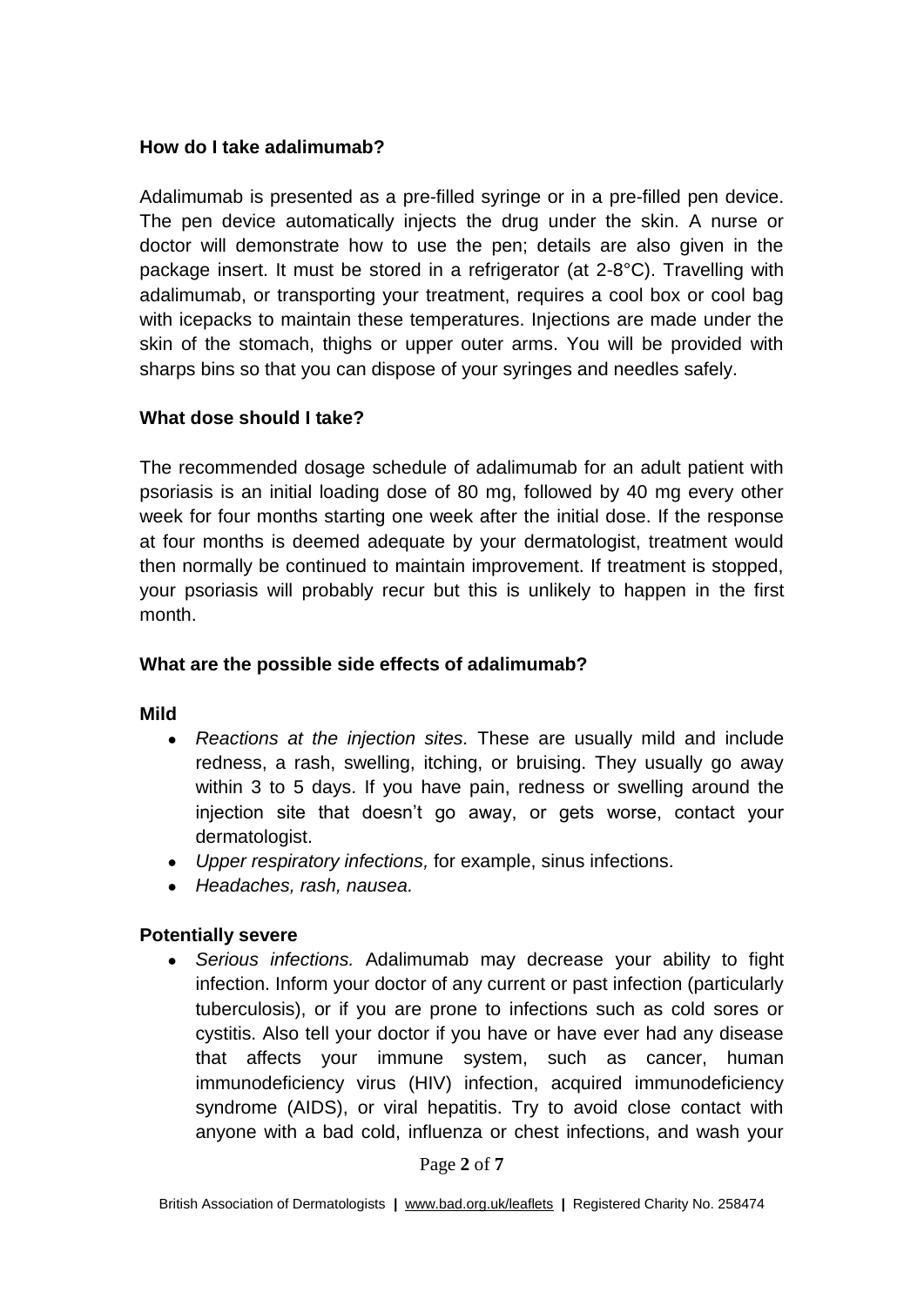**How do I take adalimumab?**

Adalimumab is presented as a pre-filled syringe or in a pre-filled pen device. The pen device automatically injects the drug under the skin. A nurse or doctor will demonstrate how to use the pen; details are also given in the package insert. It must be stored in a refrigerator (at 2-8°C). Travelling with adalimumab, or transporting your treatment, requires a cool box or cool bag with icepacks to maintain these temperatures. Injections are made under the skin of the stomach, thighs or upper outer arms. You will be provided with sharps bins so that you can dispose of your syringes and needles safely.

**What dose should I take?**

The recommended dosage schedule of adalimumab for an adult patient with psoriasis is an initial loading dose of 80 mg, followed by 40 mg every other week for four months starting one week after the initial dose. If the response at four months is deemed adequate by your dermatologist, treatment would then normally be continued to maintain improvement. If treatment is stopped, your psoriasis will probably recur but this is unlikely to happen in the first month.

**What are the possible side effects of adalimumab?**

**Mild**

- *Reactions at the injection sites.* These are usually mild and include redness, a rash, swelling, itching, or bruising. They usually go away within 3 to 5 days. If you have pain, redness or swelling around the injection site that doesn't go away, or gets worse, contact your dermatologist.
- *Upper respiratory infections,* for example, sinus infections.
- *Headaches, rash, nausea.*

**Potentially severe**

- *Serious infections.* Adalimumab may decrease your ability to fight infection. Inform your doctor of any current or past infection (particularly tuberculosis), or if you are prone to infections such as cold sores or cystitis. Also tell your doctor if you have or have ever had any disease that affects your immune system, such as cancer, human immunodeficiency virus (HIV) infection, acquired immunodeficiency syndrome (AIDS), or viral hepatitis. Try to avoid close contact with anyone with a bad cold, influenza or chest infections, and wash your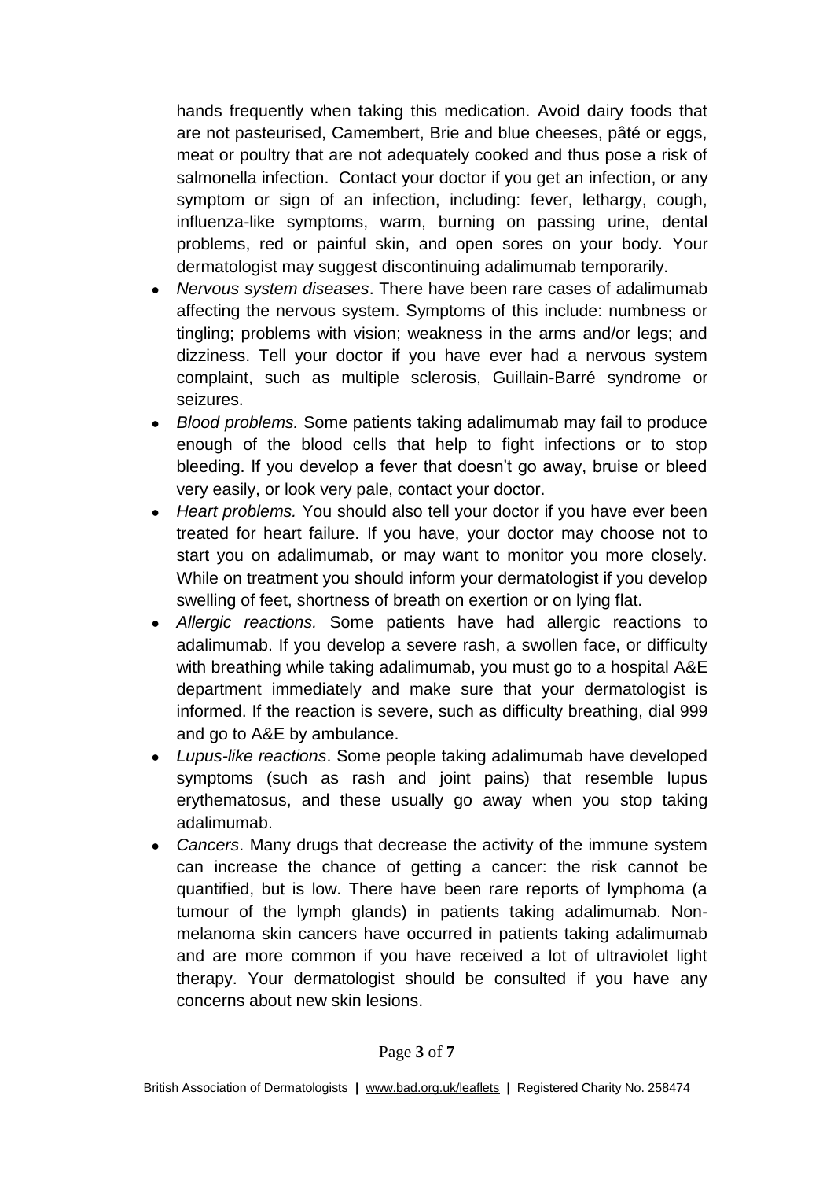hands frequently when taking this medication. Avoid dairy foods that are not pasteurised, Camembert, Brie and blue cheeses, pâté or eggs, meat or poultry that are not adequately cooked and thus pose a risk of salmonella infection. Contact your doctor if you get an infection, or any symptom or sign of an infection, including: fever, lethargy, cough, influenza-like symptoms, warm, burning on passing urine, dental problems, red or painful skin, and open sores on your body. Your dermatologist may suggest discontinuing adalimumab temporarily.

- *Nervous system diseases*. There have been rare cases of adalimumab affecting the nervous system. Symptoms of this include: numbness or tingling; problems with vision; weakness in the arms and/or legs; and dizziness. Tell your doctor if you have ever had a nervous system complaint, such as multiple sclerosis, Guillain-Barré syndrome or seizures.
- *Blood problems.* Some patients taking adalimumab may fail to produce enough of the blood cells that help to fight infections or to stop bleeding. If you develop a fever that doesn't go away, bruise or bleed very easily, or look very pale, contact your doctor.
- *Heart problems.* You should also tell your doctor if you have ever been treated for heart failure. If you have, your doctor may choose not to start you on adalimumab, or may want to monitor you more closely. While on treatment you should inform your dermatologist if you develop swelling of feet, shortness of breath on exertion or on lying flat.
- *Allergic reactions.* Some patients have had allergic reactions to adalimumab. If you develop a severe rash, a swollen face, or difficulty with breathing while taking adalimumab, you must go to a hospital A&E department immediately and make sure that your dermatologist is informed. If the reaction is severe, such as difficulty breathing, dial 999 and go to A&E by ambulance.
- *Lupus-like reactions*. Some people taking adalimumab have developed symptoms (such as rash and joint pains) that resemble lupus erythematosus, and these usually go away when you stop taking adalimumab.
- *Cancers*. Many drugs that decrease the activity of the immune system can increase the chance of getting a cancer: the risk cannot be quantified, but is low. There have been rare reports of lymphoma (a tumour of the lymph glands) in patients taking adalimumab. Non-melanoma skin cancers have occurred in patients taking adalimumab and are more common if you have received a lot of ultraviolet light therapy. Your dermatologist should be consulted if you have any concerns about new skin lesions.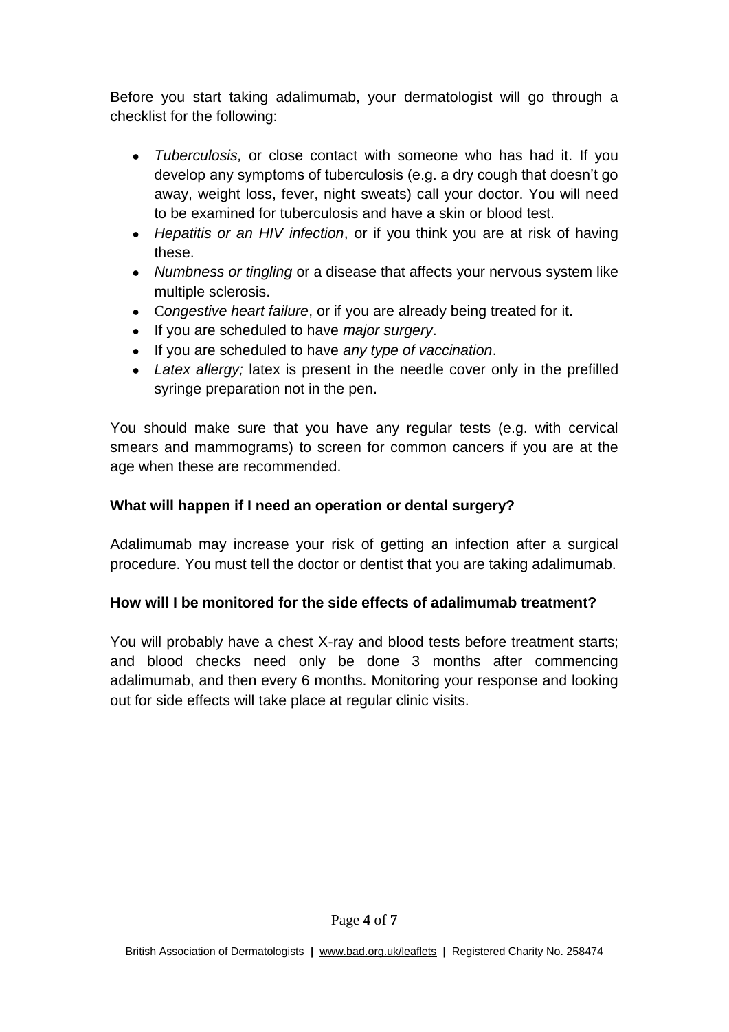Before you start taking adalimumab, your dermatologist will go through a checklist for the following:

- *Tuberculosis,* or close contact with someone who has had it. If you develop any symptoms of tuberculosis (e.g. a dry cough that doesn't go away, weight loss, fever, night sweats) call your doctor. You will need to be examined for tuberculosis and have a skin or blood test.
- *Hepatitis or an HIV infection*, or if you think you are at risk of having these.
- *Numbness or tingling* or a disease that affects your nervous system like multiple sclerosis.
- *Congestive heart failure*, or if you are already being treated for it.
- If you are scheduled to have *major surgery*.
- If you are scheduled to have *any type of vaccination*.
- *Latex allergy;* latex is present in the needle cover only in the prefilled syringe preparation not in the pen.

You should make sure that you have any regular tests (e.g. with cervical smears and mammograms) to screen for common cancers if you are at the age when these are recommended.

**What will happen if I need an operation or dental surgery?**

Adalimumab may increase your risk of getting an infection after a surgical procedure. You must tell the doctor or dentist that you are taking adalimumab.

**How will I be monitored for the side effects of adalimumab treatment?**

You will probably have a chest X-ray and blood tests before treatment starts; and blood checks need only be done 3 months after commencing adalimumab, and then every 6 months. Monitoring your response and looking out for side effects will take place at regular clinic visits.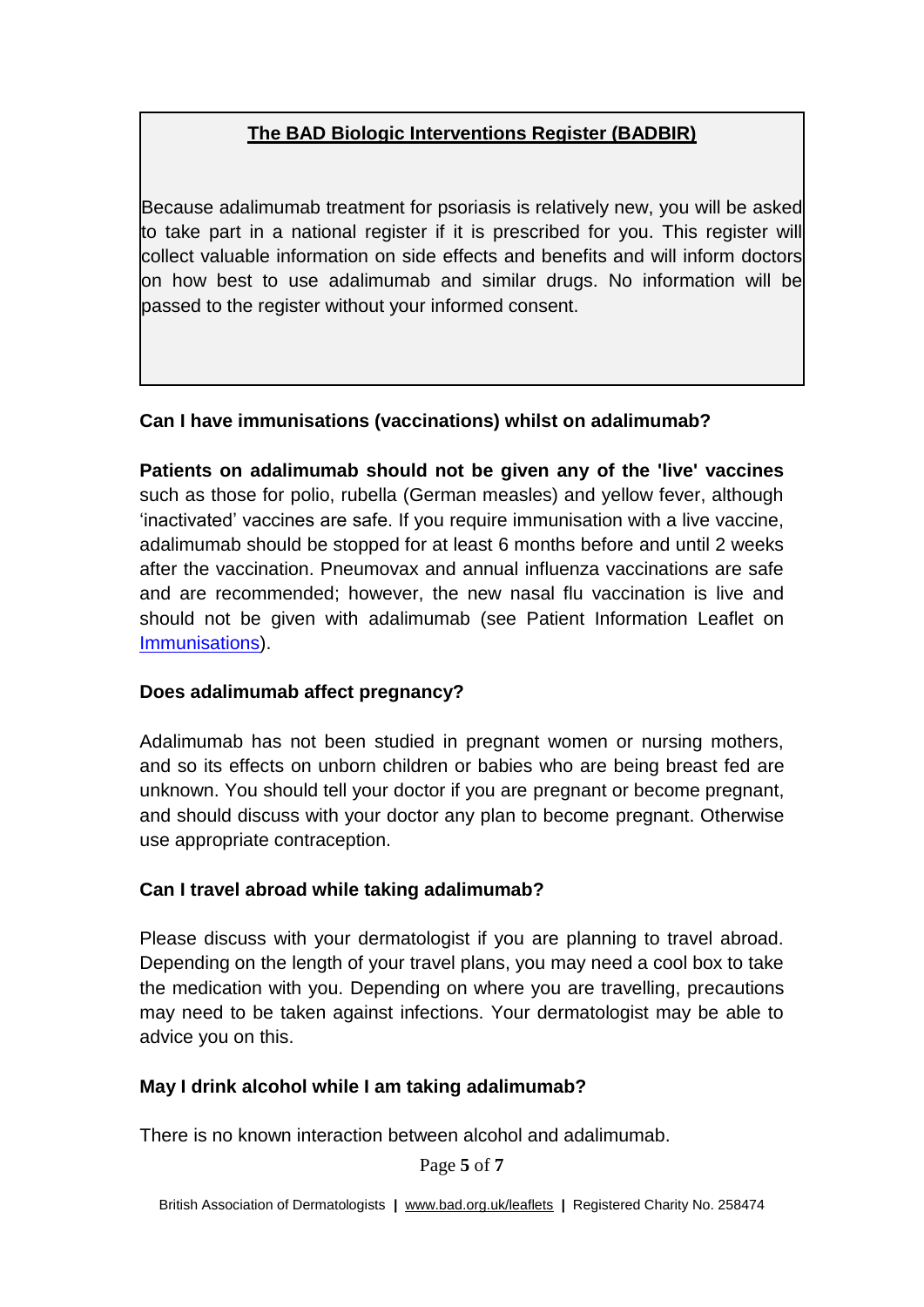**The BAD Biologic Interventions Register (BADBIR)**

Because adalimumab treatment for psoriasis is relatively new, you will be asked to take part in a national register if it is prescribed for you. This register will collect valuable information on side effects and benefits and will inform doctors on how best to use adalimumab and similar drugs. No information will be passed to the register without your informed consent.

**Can I have immunisations (vaccinations) whilst on adalimumab?**

**Patients on adalimumab should not be given any of the 'live' vaccines** such as those for polio, rubella (German measles) and yellow fever, although 'inactivated' vaccines are safe. If you require immunisation with a live vaccine, adalimumab should be stopped for at least 6 months before and until 2 weeks after the vaccination. Pneumovax and annual influenza vaccinations are safe and are recommended; however, the new nasal flu vaccination is live and should not be given with adalimumab (see Patient Information Leaflet on Immunisations).

**Does adalimumab affect pregnancy?**

Adalimumab has not been studied in pregnant women or nursing mothers, and so its effects on unborn children or babies who are being breast fed are unknown. You should tell your doctor if you are pregnant or become pregnant, and should discuss with your doctor any plan to become pregnant. Otherwise use appropriate contraception.

**Can I travel abroad while taking adalimumab?**

Please discuss with your dermatologist if you are planning to travel abroad. Depending on the length of your travel plans, you may need a cool box to take the medication with you. Depending on where you are travelling, precautions may need to be taken against infections. Your dermatologist may be able to advice you on this.

**May I drink alcohol while I am taking adalimumab?**

There is no known interaction between alcohol and adalimumab.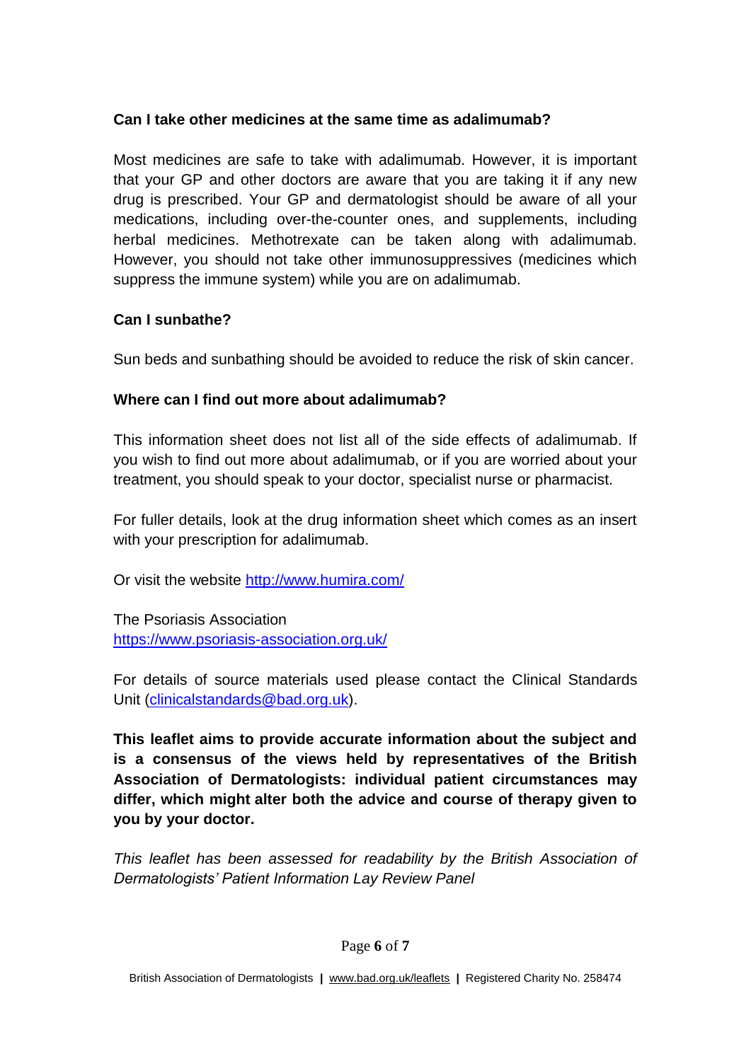**Can I take other medicines at the same time as adalimumab?**

Most medicines are safe to take with adalimumab. However, it is important that your GP and other doctors are aware that you are taking it if any new drug is prescribed. Your GP and dermatologist should be aware of all your medications, including over-the-counter ones, and supplements, including herbal medicines. Methotrexate can be taken along with adalimumab. However, you should not take other immunosuppressives (medicines which suppress the immune system) while you are on adalimumab.

**Can I sunbathe?**

Sun beds and sunbathing should be avoided to reduce the risk of skin cancer.

**Where can I find out more about adalimumab?**

This information sheet does not list all of the side effects of adalimumab. If you wish to find out more about adalimumab, or if you are worried about your treatment, you should speak to your doctor, specialist nurse or pharmacist.

For fuller details, look at the drug information sheet which comes as an insert with your prescription for adalimumab.

Or visit the website [http://www.humira.com/](http://www.humira.com/)

The Psoriasis Association
[https://www.psoriasis-association.org.uk/](https://www.psoriasis-association.org.uk/)

For details of source materials used please contact the Clinical Standards Unit ([clinicalstandards@bad.org.uk](mailto:clinicalstandards@bad.org.uk)).

**This leaflet aims to provide accurate information about the subject and is a consensus of the views held by representatives of the British Association of Dermatologists: individual patient circumstances may differ, which might alter both the advice and course of therapy given to you by your doctor.**

*This leaflet has been assessed for readability by the British Association of Dermatologists' Patient Information Lay Review Panel*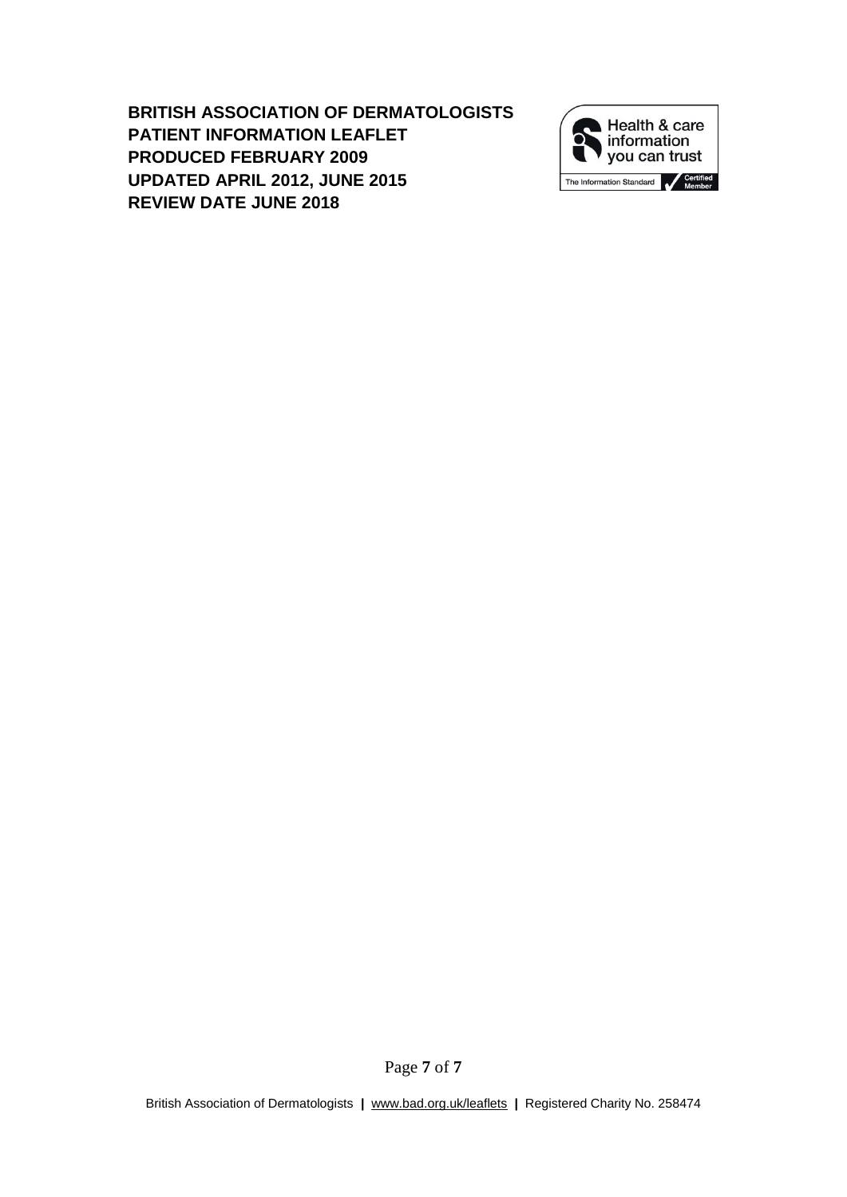**BRITISH ASSOCIATION OF DERMATOLOGISTS**
**PATIENT INFORMATION LEAFLET**
**PRODUCED FEBRUARY 2009**
**UPDATED APRIL 2012, JUNE 2015**
**REVIEW DATE JUNE 2018**

Health & care information you can trust

The Information Standard — Certified Member